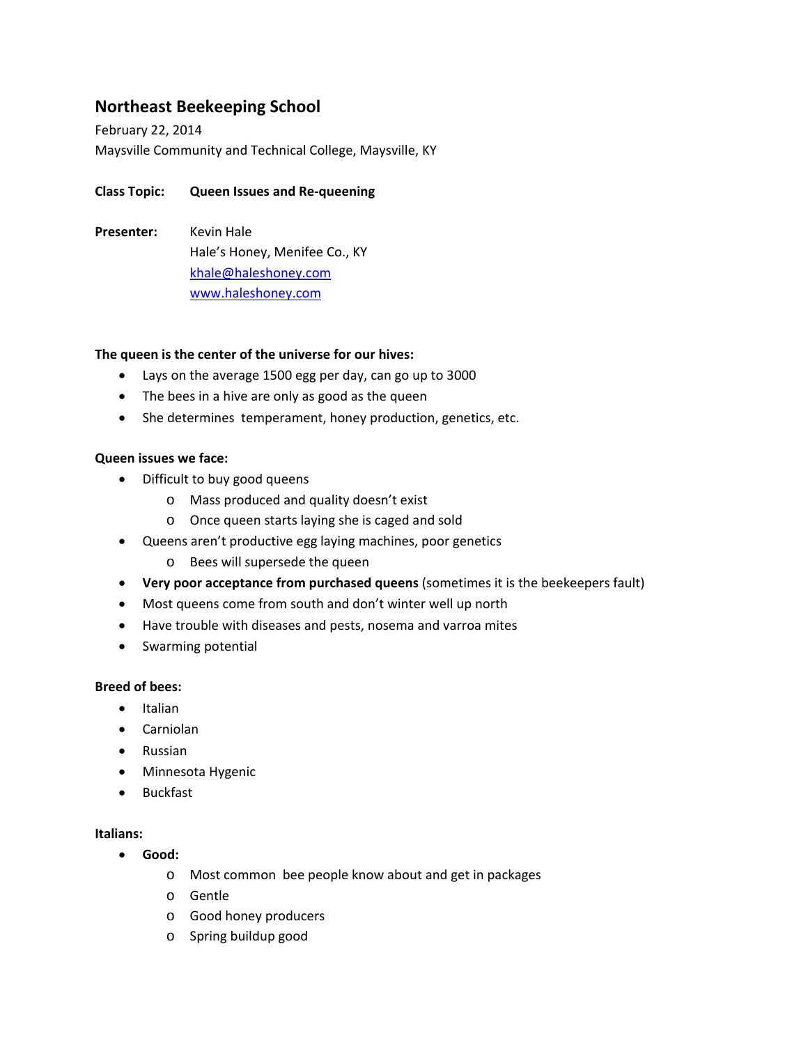# Northeast Beekeeping School

February 22, 2014
Maysville Community and Technical College, Maysville, KY

**Class Topic:** **Queen Issues and Re-queening**

**Presenter:** Kevin Hale
Hale's Honey, Menifee Co., KY
khale@haleshoney.com
www.haleshoney.com

**The queen is the center of the universe for our hives:**

- Lays on the average 1500 egg per day, can go up to 3000
- The bees in a hive are only as good as the queen
- She determines temperament, honey production, genetics, etc.

**Queen issues we face:**

- Difficult to buy good queens
  - Mass produced and quality doesn't exist
  - Once queen starts laying she is caged and sold
- Queens aren't productive egg laying machines, poor genetics
  - Bees will supersede the queen
- **Very poor acceptance from purchased queens** (sometimes it is the beekeepers fault)
- Most queens come from south and don't winter well up north
- Have trouble with diseases and pests, nosema and varroa mites
- Swarming potential

**Breed of bees:**

- Italian
- Carniolan
- Russian
- Minnesota Hygenic
- Buckfast

**Italians:**

- **Good:**
  - Most common bee people know about and get in packages
  - Gentle
  - Good honey producers
  - Spring buildup good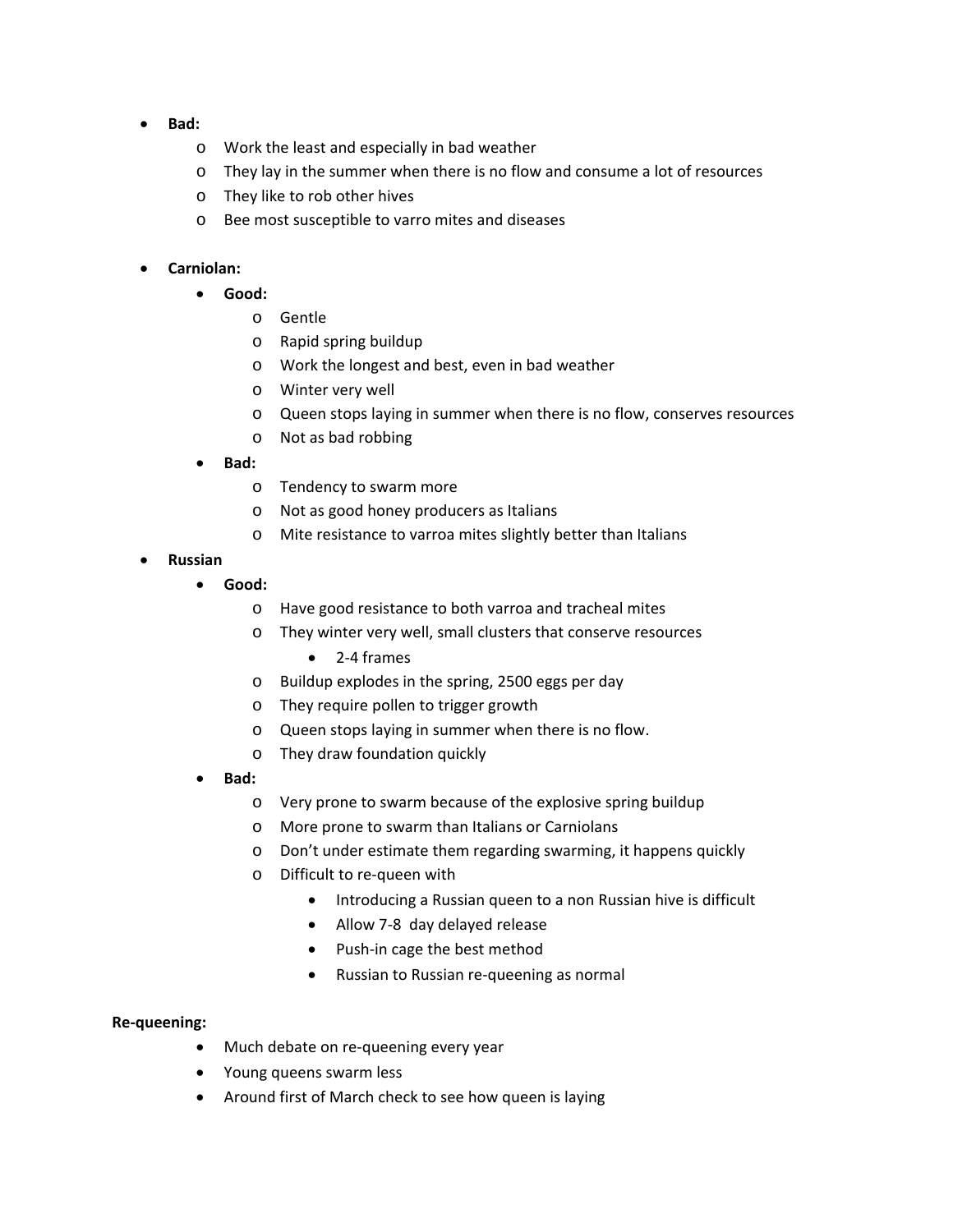- **Bad:**
    - Work the least and especially in bad weather
    - They lay in the summer when there is no flow and consume a lot of resources
    - They like to rob other hives
    - Bee most susceptible to varro mites and diseases

- **Carniolan:**
    - **Good:**
        - Gentle
        - Rapid spring buildup
        - Work the longest and best, even in bad weather
        - Winter very well
        - Queen stops laying in summer when there is no flow, conserves resources
        - Not as bad robbing
    - **Bad:**
        - Tendency to swarm more
        - Not as good honey producers as Italians
        - Mite resistance to varroa mites slightly better than Italians
- **Russian**
    - **Good:**
        - Have good resistance to both varroa and tracheal mites
        - They winter very well, small clusters that conserve resources
            - 2-4 frames
        - Buildup explodes in the spring, 2500 eggs per day
        - They require pollen to trigger growth
        - Queen stops laying in summer when there is no flow.
        - They draw foundation quickly
    - **Bad:**
        - Very prone to swarm because of the explosive spring buildup
        - More prone to swarm than Italians or Carniolans
        - Don't under estimate them regarding swarming, it happens quickly
        - Difficult to re-queen with
            - Introducing a Russian queen to a non Russian hive is difficult
            - Allow 7-8 day delayed release
            - Push-in cage the best method
            - Russian to Russian re-queening as normal

**Re-queening:**

- Much debate on re-queening every year
- Young queens swarm less
- Around first of March check to see how queen is laying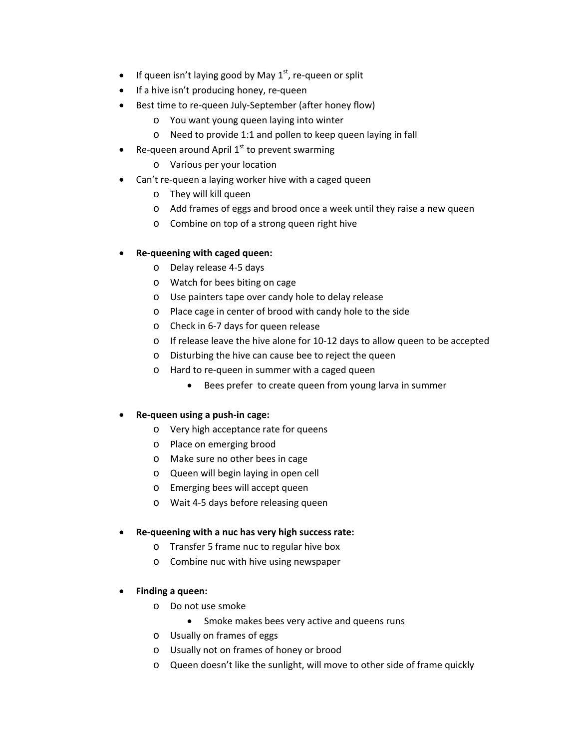- If queen isn't laying good by May 1st, re-queen or split
- If a hive isn't producing honey, re-queen
- Best time to re-queen July-September (after honey flow)
  - You want young queen laying into winter
  - Need to provide 1:1 and pollen to keep queen laying in fall
- Re-queen around April 1st to prevent swarming
  - Various per your location
- Can't re-queen a laying worker hive with a caged queen
  - They will kill queen
  - Add frames of eggs and brood once a week until they raise a new queen
  - Combine on top of a strong queen right hive

- **Re-queening with caged queen:**
  - Delay release 4-5 days
  - Watch for bees biting on cage
  - Use painters tape over candy hole to delay release
  - Place cage in center of brood with candy hole to the side
  - Check in 6-7 days for queen release
  - If release leave the hive alone for 10-12 days to allow queen to be accepted
  - Disturbing the hive can cause bee to reject the queen
  - Hard to re-queen in summer with a caged queen
    - Bees prefer to create queen from young larva in summer

- **Re-queen using a push-in cage:**
  - Very high acceptance rate for queens
  - Place on emerging brood
  - Make sure no other bees in cage
  - Queen will begin laying in open cell
  - Emerging bees will accept queen
  - Wait 4-5 days before releasing queen

- **Re-queening with a nuc has very high success rate:**
  - Transfer 5 frame nuc to regular hive box
  - Combine nuc with hive using newspaper

- **Finding a queen:**
  - Do not use smoke
    - Smoke makes bees very active and queens runs
  - Usually on frames of eggs
  - Usually not on frames of honey or brood
  - Queen doesn't like the sunlight, will move to other side of frame quickly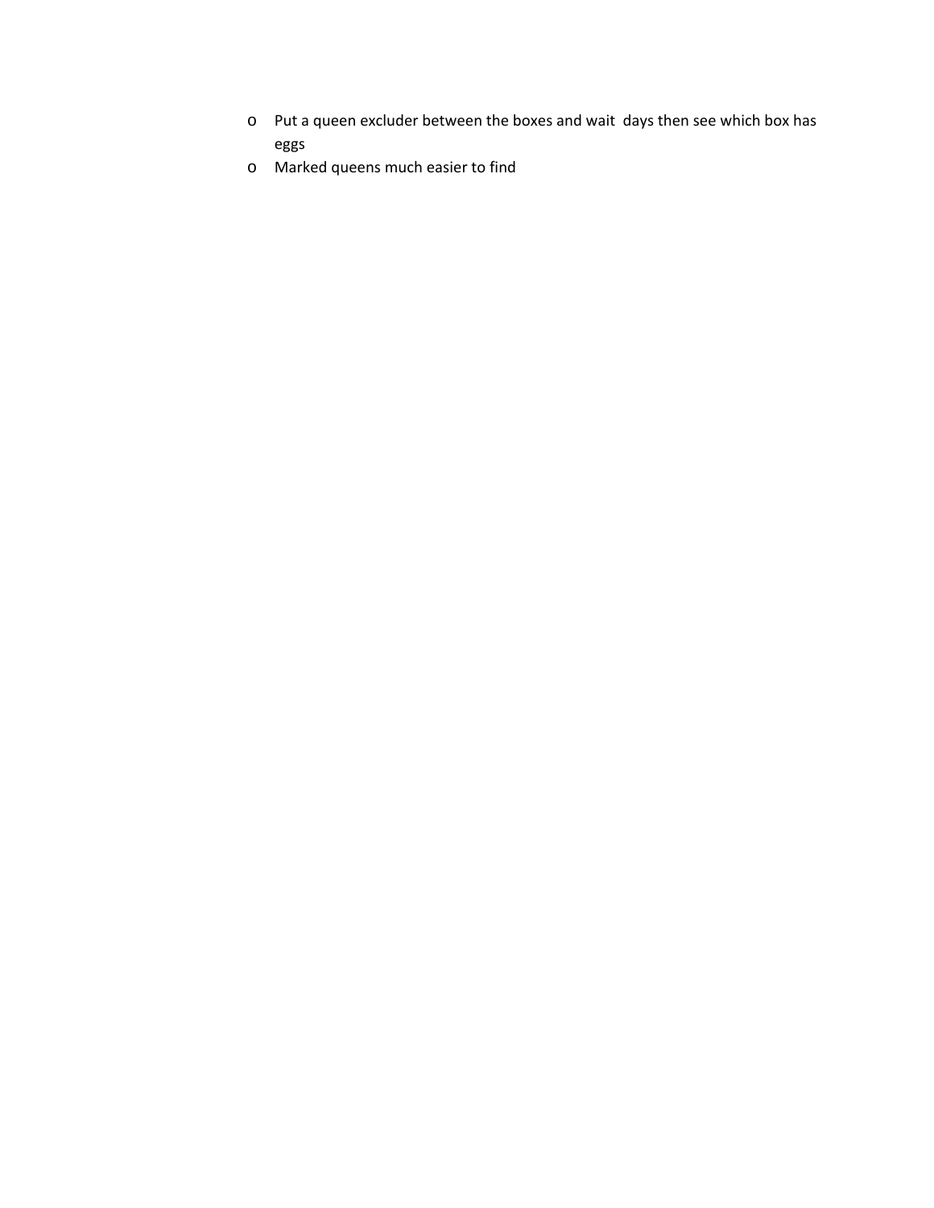- Put a queen excluder between the boxes and wait  days then see which box has eggs
- Marked queens much easier to find